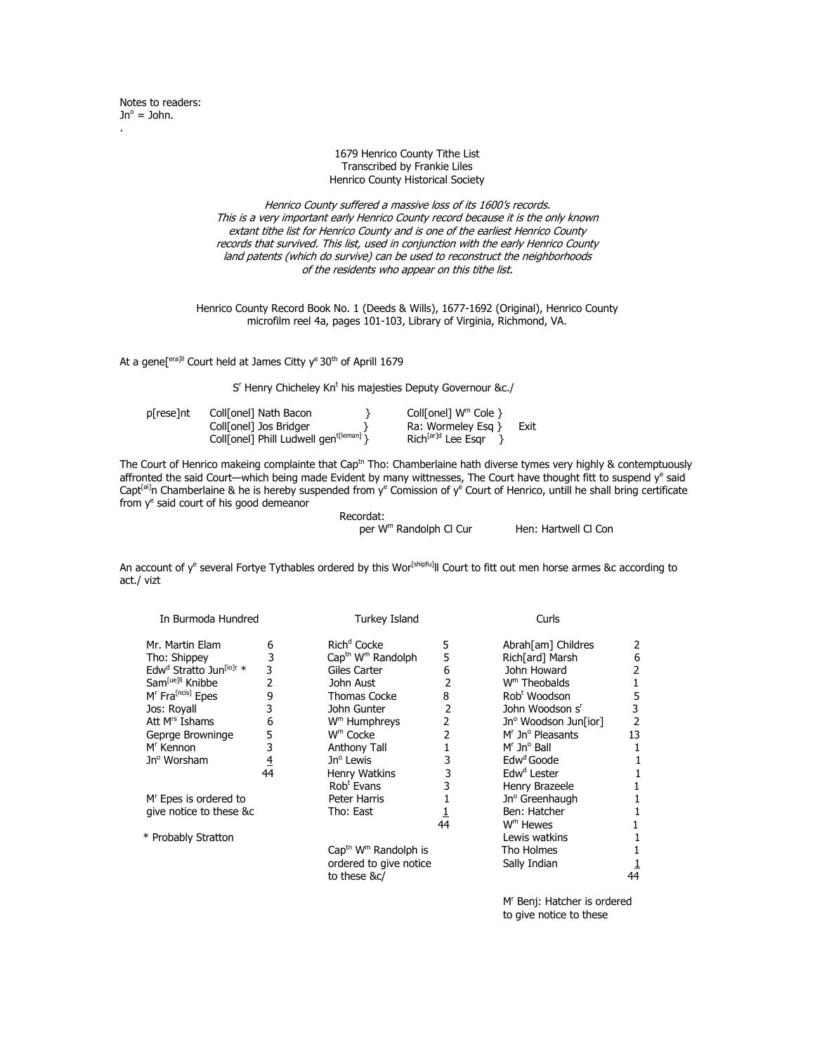Notes to readers:
Jn[o] = John.
.

1679 Henrico County Tithe List
Transcribed by Frankie Liles
Henrico County Historical Society

*Henrico County suffered a massive loss of its 1600's records. This is a very important early Henrico County record because it is the only known extant tithe list for Henrico County and is one of the earliest Henrico County records that survived. This list, used in conjunction with the early Henrico County land patents (which do survive) can be used to reconstruct the neighborhoods of the residents who appear on this tithe list.*

Henrico County Record Book No. 1 (Deeds & Wills), 1677-1692 (Original), Henrico County microfilm reel 4a, pages 101-103, Library of Virginia, Richmond, VA.

At a gene[erall] Court held at James Citty y[e] 30[th] of Aprill 1679

S[r] Henry Chicheley Kn[t] his majesties Deputy Governour &c./

| | | | | |
|---|---|---|---|---|
| p[rese]nt | Coll[onel] Nath Bacon | } | Coll[onel] W[m] Cole } | |
| | Coll[onel] Jos Bridger | } | Ra: Wormeley Esq } | Exit |
| | Coll[onel] Phill Ludwell gen[t[leman]] } | | Rich[ar]d Lee Esqr } | |

The Court of Henrico makeing complainte that Cap[tn] Tho: Chamberlaine hath diverse tymes very highly & contemptuously affronted the said Court—which being made Evident by many wittnesses, The Court have thought fitt to suspend y[e] said Capt[ai]n Chamberlaine & he is hereby suspended from y[e] Comission of y[e] Court of Henrico, untill he shall bring certificate from y[e] said court of his good demeanor

Recordat:
per W[m] Randolph Cl Cur Hen: Hartwell Cl Con

An account of y[e] several Fortye Tythables ordered by this Wor[shipfu]ll Court to fitt out men horse armes &c according to act./ vizt

| In Burmoda Hundred | | Turkey Island | | Curls | |
|---|---|---|---|---|---|
| Mr. Martin Elam | 6 | Rich[d] Cocke | 5 | Abrah[am] Childres | 2 |
| Tho: Shippey | 3 | Cap[tn] W[m] Randolph | 5 | Rich[ard] Marsh | 6 |
| Edw[d] Stratto Jun[io]r * | 3 | Giles Carter | 6 | John Howard | 2 |
| Sam[ue]ll Knibbe | 2 | John Aust | 2 | W[m] Theobalds | 1 |
| M[r] Fra[ncis] Epes | 9 | Thomas Cocke | 8 | Rob[t] Woodson | 5 |
| Jos: Royall | 3 | John Gunter | 2 | John Woodson s[r] | 3 |
| Att M[rs] Ishams | 6 | W[m] Humphreys | 2 | Jn[o] Woodson Jun[ior] | 2 |
| Geprge Browninge | 5 | W[m] Cocke | 2 | M[r] Jn[o] Pleasants | 13 |
| M[r] Kennon | 3 | Anthony Tall | 1 | M[r] Jn[o] Ball | 1 |
| Jn[o] Worsham | 4 | Jn[o] Lewis | 3 | Edw[d] Goode | 1 |
| | 44 | Henry Watkins | 3 | Edw[d] Lester | 1 |
| | | Rob[t] Evans | 3 | Henry Brazeele | 1 |
| | | Peter Harris | 1 | Jn[o] Greenhaugh | 1 |
| | | Tho: East | 1 | Ben: Hatcher | 1 |
| | | | 44 | W[m] Hewes | 1 |
| | | | | Lewis watkins | 1 |
| | | | | Tho Holmes | 1 |
| | | | | Sally Indian | 1 |
| | | | | | 44 |

M[r] Epes is ordered to give notice to these &c

\* Probably Stratton

Cap[tn] W[m] Randolph is ordered to give notice to these &c/

M[r] Benj: Hatcher is ordered to give notice to these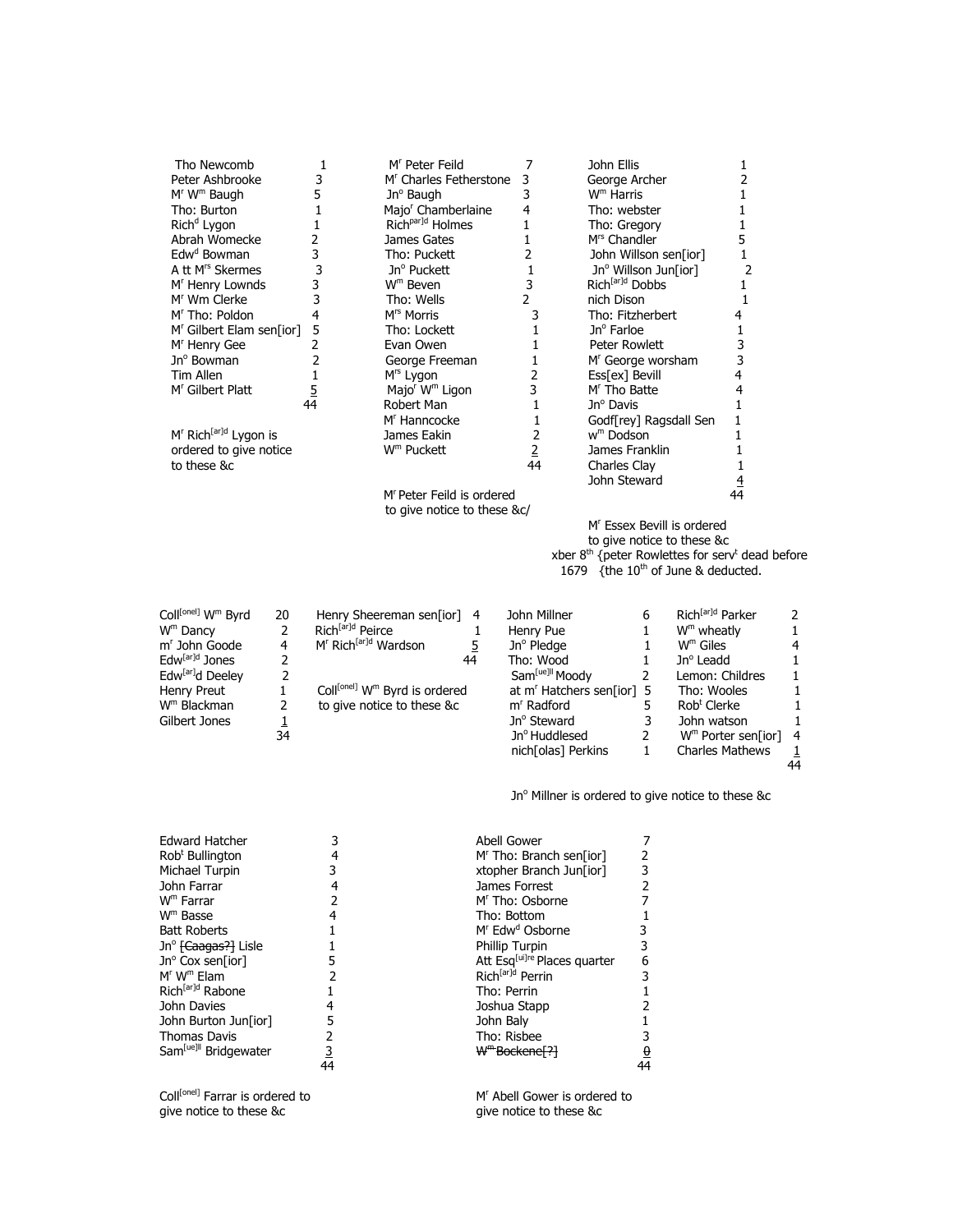| | |
|---|---|
| Tho Newcomb | 1 |
| Peter Ashbrooke | 3 |
| Mr Wm Baugh | 5 |
| Tho: Burton | 1 |
| Richd Lygon | 1 |
| Abrah Womecke | 2 |
| Edwd Bowman | 3 |
| A tt Mrs Skermes | 3 |
| Mr Henry Lownds | 3 |
| Mr Wm Clerke | 3 |
| Mr Tho: Poldon | 4 |
| Mr Gilbert Elam sen[ior] | 5 |
| Mr Henry Gee | 2 |
| Jno Bowman | 2 |
| Tim Allen | 1 |
| Mr Gilbert Platt | 5 |
| | 44 |

Mr Rich[ar]d Lygon is ordered to give notice to these &c

| | |
|---|---|
| Mr Peter Feild | 7 |
| Mr Charles Fetherstone | 3 |
| Jno Baugh | 3 |
| Major Chamberlaine | 4 |
| Rich[ar]d Holmes | 1 |
| James Gates | 1 |
| Tho: Puckett | 2 |
| Jno Puckett | 1 |
| Wm Beven | 3 |
| Tho: Wells | 2 |
| Mrs Morris | 3 |
| Tho: Lockett | 1 |
| Evan Owen | 1 |
| George Freeman | 1 |
| Mrs Lygon | 2 |
| Major Wm Ligon | 3 |
| Robert Man | 1 |
| Mr Hanncocke | 1 |
| James Eakin | 2 |
| Wm Puckett | 2 |
| | 44 |

Mr Peter Feild is ordered to give notice to these &c/

| | |
|---|---|
| John Ellis | 1 |
| George Archer | 2 |
| Wm Harris | 1 |
| Tho: webster | 1 |
| Tho: Gregory | 1 |
| Mrs Chandler | 5 |
| John Willson sen[ior] | 1 |
| Jno Willson Jun[ior] | 2 |
| Rich[ar]d Dobbs | 1 |
| nich Dison | 1 |
| Tho: Fitzherbert | 4 |
| Jno Farloe | 1 |
| Peter Rowlett | 3 |
| Mr George worsham | 3 |
| Ess[ex] Bevill | 4 |
| Mr Tho Batte | 4 |
| Jno Davis | 1 |
| Godf[rey] Ragsdall Sen | 1 |
| wm Dodson | 1 |
| James Franklin | 1 |
| Charles Clay | 1 |
| John Steward | 4 |
| | 44 |

Mr Essex Bevill is ordered to give notice to these &c

xber 8th {peter Rowlettes for servt dead before
1679 {the 10th of June & deducted.

| | |
|---|---|
| Coll[onel] Wm Byrd | 20 |
| Wm Dancy | 2 |
| mr John Goode | 4 |
| Edw[ar]d Jones | 2 |
| Edw[ar]d Deeley | 2 |
| Henry Preut | 1 |
| Wm Blackman | 2 |
| Gilbert Jones | 1 |
| | 34 |
| Henry Sheereman sen[ior] | 4 |
| Rich[ar]d Peirce | 1 |
| Mr Rich[ar]d Wardson | 5 |
| | 44 |

Coll[onel] Wm Byrd is ordered to give notice to these &c

| | |
|---|---|
| John Millner | 6 |
| Henry Pue | 1 |
| Jno Pledge | 1 |
| Tho: Wood | 1 |
| Sam[ue]ll Moody | 2 |
| at mr Hatchers sen[ior] | 5 |
| mr Radford | 5 |
| Jno Steward | 3 |
| Jno Huddlesed | 2 |
| nich[olas] Perkins | 1 |
| Rich[ar]d Parker | 2 |
| Wm wheatly | 1 |
| Wm Giles | 4 |
| Jno Leadd | 1 |
| Lemon: Childres | 1 |
| Tho: Wooles | 1 |
| Robt Clerke | 1 |
| John watson | 1 |
| Wm Porter sen[ior] | 4 |
| Charles Mathews | 1 |
| | 44 |

Jno Millner is ordered to give notice to these &c

| | |
|---|---|
| Edward Hatcher | 3 |
| Robt Bullington | 4 |
| Michael Turpin | 3 |
| John Farrar | 4 |
| Wm Farrar | 2 |
| Wm Basse | 4 |
| Batt Roberts | 1 |
| Jno ~~[Caagas?]~~ Lisle | 1 |
| Jno Cox sen[ior] | 5 |
| Mr Wm Elam | 2 |
| Rich[ar]d Rabone | 1 |
| John Davies | 4 |
| John Burton Jun[ior] | 5 |
| Thomas Davis | 2 |
| Sam[ue]ll Bridgewater | 3 |
| | 44 |

Coll[onel] Farrar is ordered to give notice to these &c

| | |
|---|---|
| Abell Gower | 7 |
| Mr Tho: Branch sen[ior] | 2 |
| xtopher Branch Jun[ior] | 3 |
| James Forrest | 2 |
| Mr Tho: Osborne | 7 |
| Tho: Bottom | 1 |
| Mr Edwd Osborne | 3 |
| Phillip Turpin | 3 |
| Att Esq[ui]re Places quarter | 6 |
| Rich[ar]d Perrin | 3 |
| Tho: Perrin | 1 |
| Joshua Stapp | 2 |
| John Baly | 1 |
| Tho: Risbee | 3 |
| ~~Wm Bockene[?]~~ | ~~0~~ |
| | 44 |

Mr Abell Gower is ordered to give notice to these &c